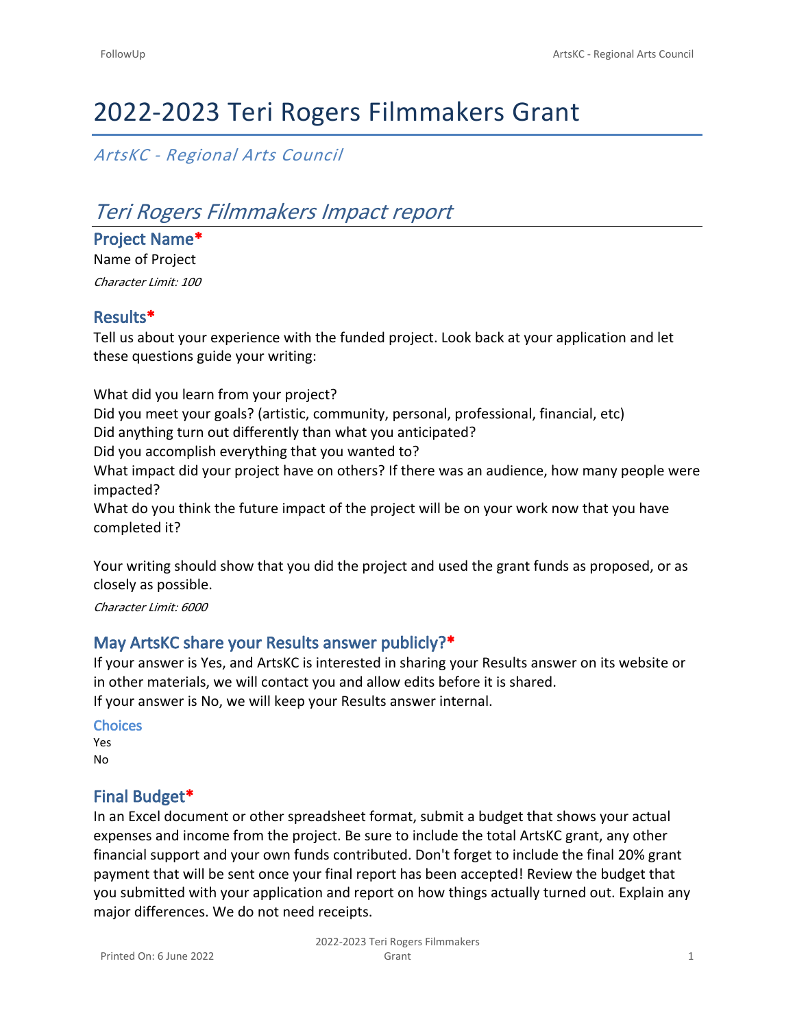# 2022-2023 Teri Rogers Filmmakers Grant

*ArtsKC - Regional Arts Council*

## *Teri Rogers Filmmakers Impact report*

### Project Name*

Name of Project

*Character Limit: 100*

### Results*

Tell us about your experience with the funded project. Look back at your application and let these questions guide your writing:

What did you learn from your project?
Did you meet your goals? (artistic, community, personal, professional, financial, etc)
Did anything turn out differently than what you anticipated?
Did you accomplish everything that you wanted to?
What impact did your project have on others? If there was an audience, how many people were impacted?
What do you think the future impact of the project will be on your work now that you have completed it?

Your writing should show that you did the project and used the grant funds as proposed, or as closely as possible.

*Character Limit: 6000*

### May ArtsKC share your Results answer publicly?*

If your answer is Yes, and ArtsKC is interested in sharing your Results answer on its website or in other materials, we will contact you and allow edits before it is shared.
If your answer is No, we will keep your Results answer internal.

#### Choices

Yes
No

### Final Budget*

In an Excel document or other spreadsheet format, submit a budget that shows your actual expenses and income from the project. Be sure to include the total ArtsKC grant, any other financial support and your own funds contributed. Don't forget to include the final 20% grant payment that will be sent once your final report has been accepted! Review the budget that you submitted with your application and report on how things actually turned out. Explain any major differences. We do not need receipts.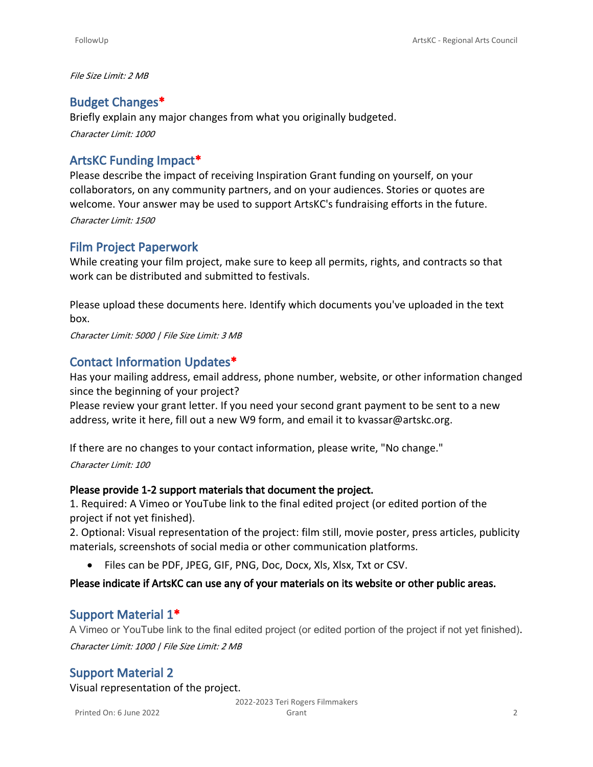*File Size Limit: 2 MB*

## Budget Changes*

Briefly explain any major changes from what you originally budgeted.

*Character Limit: 1000*

## ArtsKC Funding Impact*

Please describe the impact of receiving Inspiration Grant funding on yourself, on your collaborators, on any community partners, and on your audiences. Stories or quotes are welcome. Your answer may be used to support ArtsKC's fundraising efforts in the future.

*Character Limit: 1500*

## Film Project Paperwork

While creating your film project, make sure to keep all permits, rights, and contracts so that work can be distributed and submitted to festivals.

Please upload these documents here. Identify which documents you've uploaded in the text box.

*Character Limit: 5000 | File Size Limit: 3 MB*

## Contact Information Updates*

Has your mailing address, email address, phone number, website, or other information changed since the beginning of your project?

Please review your grant letter. If you need your second grant payment to be sent to a new address, write it here, fill out a new W9 form, and email it to kvassar@artskc.org.

If there are no changes to your contact information, please write, "No change."

*Character Limit: 100*

**Please provide 1-2 support materials that document the project.**

1. Required: A Vimeo or YouTube link to the final edited project (or edited portion of the project if not yet finished).
2. Optional: Visual representation of the project: film still, movie poster, press articles, publicity materials, screenshots of social media or other communication platforms.

- Files can be PDF, JPEG, GIF, PNG, Doc, Docx, Xls, Xlsx, Txt or CSV.

**Please indicate if ArtsKC can use any of your materials on its website or other public areas.**

## Support Material 1*

A Vimeo or YouTube link to the final edited project (or edited portion of the project if not yet finished).

*Character Limit: 1000 | File Size Limit: 2 MB*

## Support Material 2

Visual representation of the project.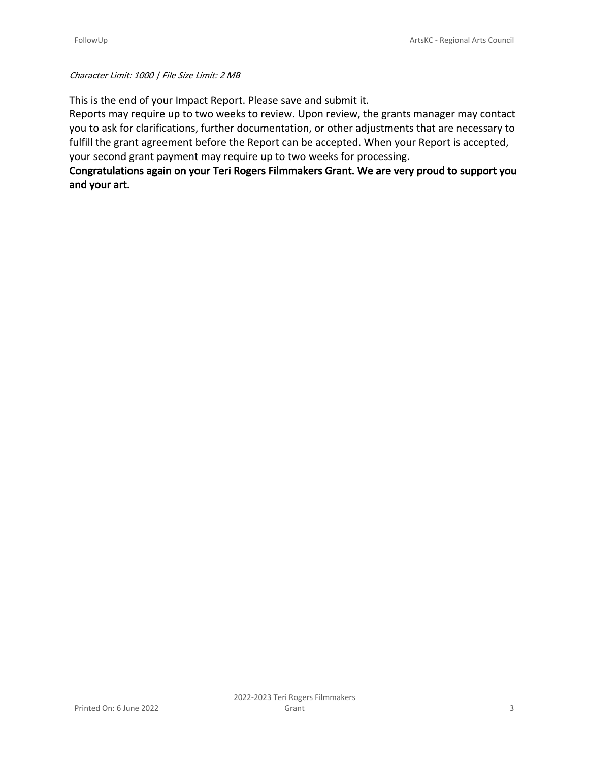*Character Limit: 1000 | File Size Limit: 2 MB*

This is the end of your Impact Report. Please save and submit it.
Reports may require up to two weeks to review. Upon review, the grants manager may contact you to ask for clarifications, further documentation, or other adjustments that are necessary to fulfill the grant agreement before the Report can be accepted. When your Report is accepted, your second grant payment may require up to two weeks for processing.
**Congratulations again on your Teri Rogers Filmmakers Grant. We are very proud to support you and your art.**